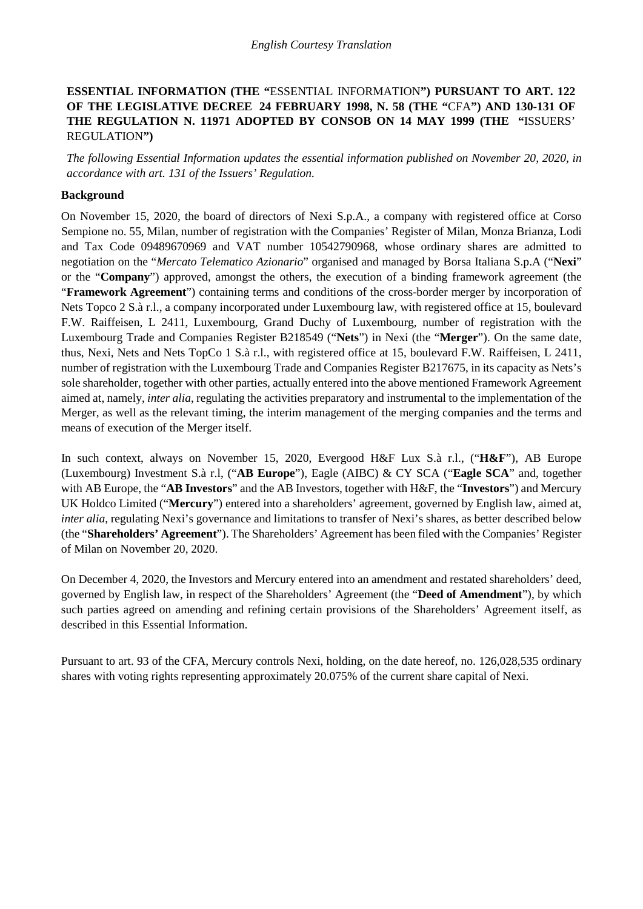*English Courtesy Translation*

**ESSENTIAL INFORMATION (THE "**ESSENTIAL INFORMATION**") PURSUANT TO ART. 122 OF THE LEGISLATIVE DECREE 24 FEBRUARY 1998, N. 58 (THE "**CFA**") AND 130-131 OF THE REGULATION N. 11971 ADOPTED BY CONSOB ON 14 MAY 1999 (THE "**ISSUERS' REGULATION**")**

*The following Essential Information updates the essential information published on November 20, 2020, in accordance with art. 131 of the Issuers' Regulation.*

**Background**

On November 15, 2020, the board of directors of Nexi S.p.A., a company with registered office at Corso Sempione no. 55, Milan, number of registration with the Companies' Register of Milan, Monza Brianza, Lodi and Tax Code 09489670969 and VAT number 10542790968, whose ordinary shares are admitted to negotiation on the "*Mercato Telematico Azionario*" organised and managed by Borsa Italiana S.p.A ("**Nexi**" or the "**Company**") approved, amongst the others, the execution of a binding framework agreement (the "**Framework Agreement**") containing terms and conditions of the cross-border merger by incorporation of Nets Topco 2 S.à r.l., a company incorporated under Luxembourg law, with registered office at 15, boulevard F.W. Raiffeisen, L 2411, Luxembourg, Grand Duchy of Luxembourg, number of registration with the Luxembourg Trade and Companies Register B218549 ("**Nets**") in Nexi (the "**Merger**"). On the same date, thus, Nexi, Nets and Nets TopCo 1 S.à r.l., with registered office at 15, boulevard F.W. Raiffeisen, L 2411, number of registration with the Luxembourg Trade and Companies Register B217675, in its capacity as Nets's sole shareholder, together with other parties, actually entered into the above mentioned Framework Agreement aimed at, namely, *inter alia*, regulating the activities preparatory and instrumental to the implementation of the Merger, as well as the relevant timing, the interim management of the merging companies and the terms and means of execution of the Merger itself.

In such context, always on November 15, 2020, Evergood H&F Lux S.à r.l., ("**H&F**"), AB Europe (Luxembourg) Investment S.à r.l, ("**AB Europe**"), Eagle (AIBC) & CY SCA ("**Eagle SCA**" and, together with AB Europe, the "**AB Investors**" and the AB Investors, together with H&F, the "**Investors**") and Mercury UK Holdco Limited ("**Mercury**") entered into a shareholders' agreement, governed by English law, aimed at, *inter alia*, regulating Nexi's governance and limitations to transfer of Nexi's shares, as better described below (the "**Shareholders' Agreement**"). The Shareholders' Agreement has been filed with the Companies' Register of Milan on November 20, 2020.

On December 4, 2020, the Investors and Mercury entered into an amendment and restated shareholders' deed, governed by English law, in respect of the Shareholders' Agreement (the "**Deed of Amendment**"), by which such parties agreed on amending and refining certain provisions of the Shareholders' Agreement itself, as described in this Essential Information.

Pursuant to art. 93 of the CFA, Mercury controls Nexi, holding, on the date hereof, no. 126,028,535 ordinary shares with voting rights representing approximately 20.075% of the current share capital of Nexi.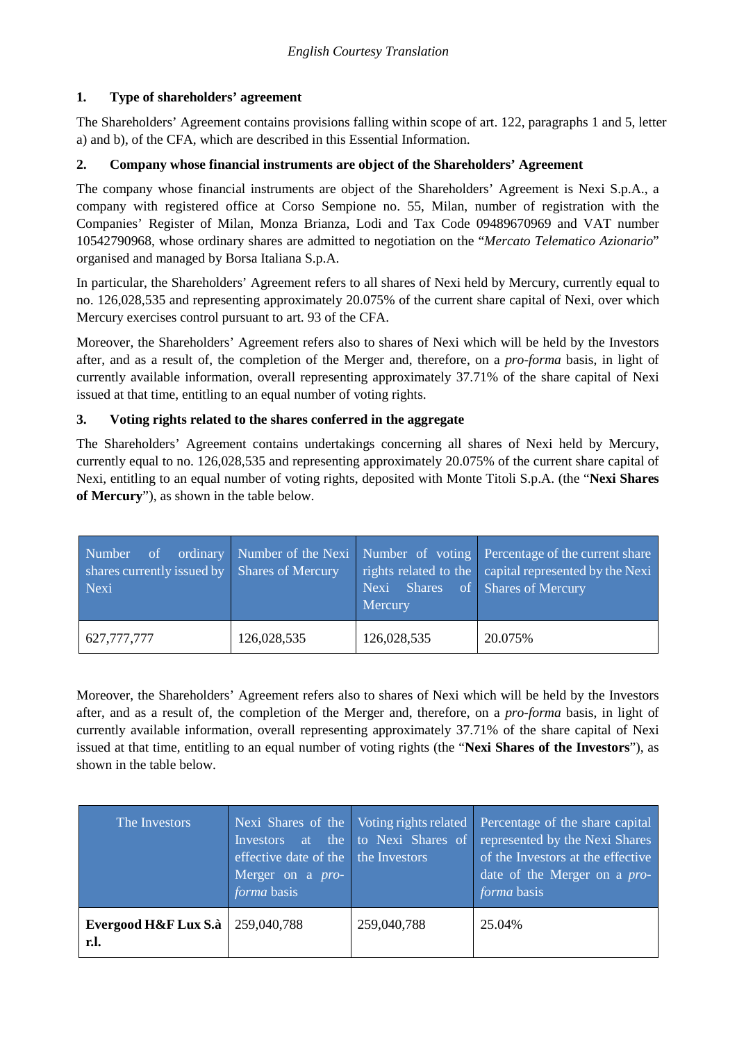*English Courtesy Translation*

**1. Type of shareholders' agreement**

The Shareholders' Agreement contains provisions falling within scope of art. 122, paragraphs 1 and 5, letter a) and b), of the CFA, which are described in this Essential Information.

**2. Company whose financial instruments are object of the Shareholders' Agreement**

The company whose financial instruments are object of the Shareholders' Agreement is Nexi S.p.A., a company with registered office at Corso Sempione no. 55, Milan, number of registration with the Companies' Register of Milan, Monza Brianza, Lodi and Tax Code 09489670969 and VAT number 10542790968, whose ordinary shares are admitted to negotiation on the "*Mercato Telematico Azionario*" organised and managed by Borsa Italiana S.p.A.

In particular, the Shareholders' Agreement refers to all shares of Nexi held by Mercury, currently equal to no. 126,028,535 and representing approximately 20.075% of the current share capital of Nexi, over which Mercury exercises control pursuant to art. 93 of the CFA.

Moreover, the Shareholders' Agreement refers also to shares of Nexi which will be held by the Investors after, and as a result of, the completion of the Merger and, therefore, on a *pro-forma* basis, in light of currently available information, overall representing approximately 37.71% of the share capital of Nexi issued at that time, entitling to an equal number of voting rights.

**3. Voting rights related to the shares conferred in the aggregate**

The Shareholders' Agreement contains undertakings concerning all shares of Nexi held by Mercury, currently equal to no. 126,028,535 and representing approximately 20.075% of the current share capital of Nexi, entitling to an equal number of voting rights, deposited with Monte Titoli S.p.A. (the "**Nexi Shares of Mercury**"), as shown in the table below.

| Number of ordinary shares currently issued by Nexi | Number of the Nexi Shares of Mercury | Number of voting rights related to the Nexi Shares of Mercury | Percentage of the current share capital represented by the Nexi Shares of Mercury |
|---|---|---|---|
| 627,777,777 | 126,028,535 | 126,028,535 | 20.075% |

Moreover, the Shareholders' Agreement refers also to shares of Nexi which will be held by the Investors after, and as a result of, the completion of the Merger and, therefore, on a *pro-forma* basis, in light of currently available information, overall representing approximately 37.71% of the share capital of Nexi issued at that time, entitling to an equal number of voting rights (the "**Nexi Shares of the Investors**"), as shown in the table below.

| The Investors | Nexi Shares of the Investors at the effective date of the Merger on a *pro-forma* basis | Voting rights related to Nexi Shares of the Investors | Percentage of the share capital represented by the Nexi Shares of the Investors at the effective date of the Merger on a *pro-forma* basis |
|---|---|---|---|
| **Evergood H&F Lux S.à r.l.** | 259,040,788 | 259,040,788 | 25.04% |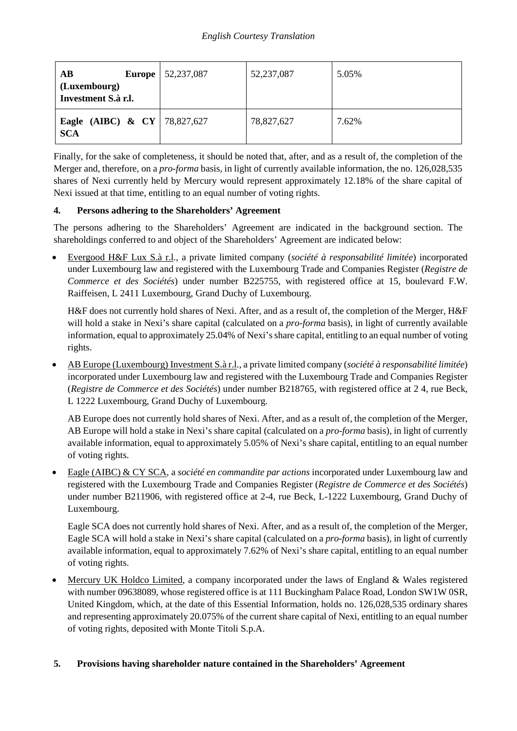| **AB Europe (Luxembourg) Investment S.à r.l.** | 52,237,087 | 52,237,087 | 5.05% |
|---|---|---|---|
| **Eagle (AIBC) & CY SCA** | 78,827,627 | 78,827,627 | 7.62% |

Finally, for the sake of completeness, it should be noted that, after, and as a result of, the completion of the Merger and, therefore, on a *pro-forma* basis, in light of currently available information, the no. 126,028,535 shares of Nexi currently held by Mercury would represent approximately 12.18% of the share capital of Nexi issued at that time, entitling to an equal number of voting rights.

## 4. Persons adhering to the Shareholders' Agreement

The persons adhering to the Shareholders' Agreement are indicated in the background section. The shareholdings conferred to and object of the Shareholders' Agreement are indicated below:

- Evergood H&F Lux S.à r.l., a private limited company (*société à responsabilité limitée*) incorporated under Luxembourg law and registered with the Luxembourg Trade and Companies Register (*Registre de Commerce et des Sociétés*) under number B225755, with registered office at 15, boulevard F.W. Raiffeisen, L 2411 Luxembourg, Grand Duchy of Luxembourg.

  H&F does not currently hold shares of Nexi. After, and as a result of, the completion of the Merger, H&F will hold a stake in Nexi's share capital (calculated on a *pro-forma* basis), in light of currently available information, equal to approximately 25.04% of Nexi's share capital, entitling to an equal number of voting rights.

- AB Europe (Luxembourg) Investment S.à r.l., a private limited company (*société à responsabilité limitée*) incorporated under Luxembourg law and registered with the Luxembourg Trade and Companies Register (*Registre de Commerce et des Sociétés*) under number B218765, with registered office at 2 4, rue Beck, L 1222 Luxembourg, Grand Duchy of Luxembourg.

  AB Europe does not currently hold shares of Nexi. After, and as a result of, the completion of the Merger, AB Europe will hold a stake in Nexi's share capital (calculated on a *pro-forma* basis), in light of currently available information, equal to approximately 5.05% of Nexi's share capital, entitling to an equal number of voting rights.

- Eagle (AIBC) & CY SCA, a *société en commandite par actions* incorporated under Luxembourg law and registered with the Luxembourg Trade and Companies Register (*Registre de Commerce et des Sociétés*) under number B211906, with registered office at 2-4, rue Beck, L-1222 Luxembourg, Grand Duchy of Luxembourg.

  Eagle SCA does not currently hold shares of Nexi. After, and as a result of, the completion of the Merger, Eagle SCA will hold a stake in Nexi's share capital (calculated on a *pro-forma* basis), in light of currently available information, equal to approximately 7.62% of Nexi's share capital, entitling to an equal number of voting rights.

- Mercury UK Holdco Limited, a company incorporated under the laws of England & Wales registered with number 09638089, whose registered office is at 111 Buckingham Palace Road, London SW1W 0SR, United Kingdom, which, at the date of this Essential Information, holds no. 126,028,535 ordinary shares and representing approximately 20.075% of the current share capital of Nexi, entitling to an equal number of voting rights, deposited with Monte Titoli S.p.A.

## 5. Provisions having shareholder nature contained in the Shareholders' Agreement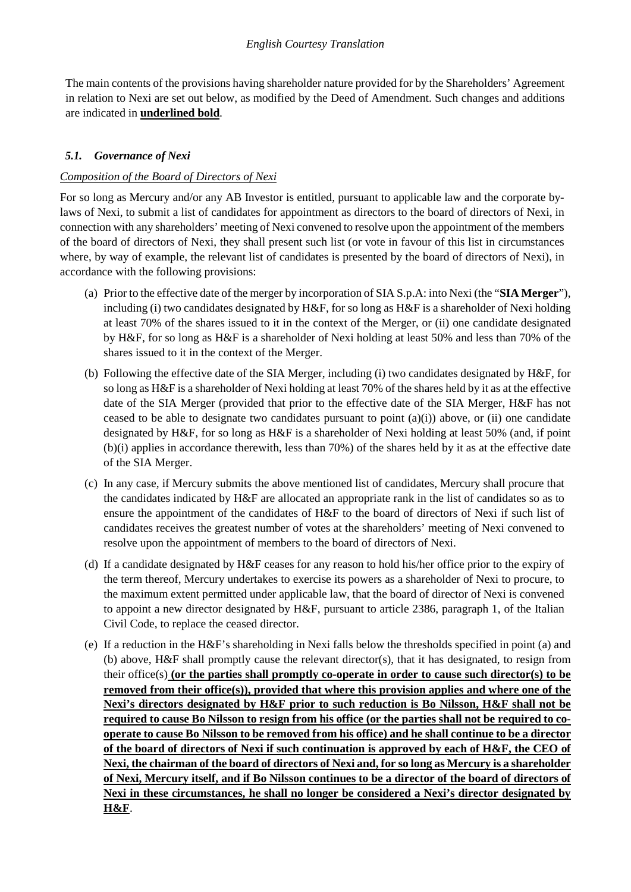The main contents of the provisions having shareholder nature provided for by the Shareholders' Agreement in relation to Nexi are set out below, as modified by the Deed of Amendment. Such changes and additions are indicated in **underlined bold**.

### *5.1. Governance of Nexi*

*Composition of the Board of Directors of Nexi*

For so long as Mercury and/or any AB Investor is entitled, pursuant to applicable law and the corporate by-laws of Nexi, to submit a list of candidates for appointment as directors to the board of directors of Nexi, in connection with any shareholders' meeting of Nexi convened to resolve upon the appointment of the members of the board of directors of Nexi, they shall present such list (or vote in favour of this list in circumstances where, by way of example, the relevant list of candidates is presented by the board of directors of Nexi), in accordance with the following provisions:

(a) Prior to the effective date of the merger by incorporation of SIA S.p.A: into Nexi (the "**SIA Merger**"), including (i) two candidates designated by H&F, for so long as H&F is a shareholder of Nexi holding at least 70% of the shares issued to it in the context of the Merger, or (ii) one candidate designated by H&F, for so long as H&F is a shareholder of Nexi holding at least 50% and less than 70% of the shares issued to it in the context of the Merger.

(b) Following the effective date of the SIA Merger, including (i) two candidates designated by H&F, for so long as H&F is a shareholder of Nexi holding at least 70% of the shares held by it as at the effective date of the SIA Merger (provided that prior to the effective date of the SIA Merger, H&F has not ceased to be able to designate two candidates pursuant to point (a)(i)) above, or (ii) one candidate designated by H&F, for so long as H&F is a shareholder of Nexi holding at least 50% (and, if point (b)(i) applies in accordance therewith, less than 70%) of the shares held by it as at the effective date of the SIA Merger.

(c) In any case, if Mercury submits the above mentioned list of candidates, Mercury shall procure that the candidates indicated by H&F are allocated an appropriate rank in the list of candidates so as to ensure the appointment of the candidates of H&F to the board of directors of Nexi if such list of candidates receives the greatest number of votes at the shareholders' meeting of Nexi convened to resolve upon the appointment of members to the board of directors of Nexi.

(d) If a candidate designated by H&F ceases for any reason to hold his/her office prior to the expiry of the term thereof, Mercury undertakes to exercise its powers as a shareholder of Nexi to procure, to the maximum extent permitted under applicable law, that the board of director of Nexi is convened to appoint a new director designated by H&F, pursuant to article 2386, paragraph 1, of the Italian Civil Code, to replace the ceased director.

(e) If a reduction in the H&F's shareholding in Nexi falls below the thresholds specified in point (a) and (b) above, H&F shall promptly cause the relevant director(s), that it has designated, to resign from their office(s) **<u>(or the parties shall promptly co-operate in order to cause such director(s) to be removed from their office(s)), provided that where this provision applies and where one of the Nexi's directors designated by H&F prior to such reduction is Bo Nilsson, H&F shall not be required to cause Bo Nilsson to resign from his office (or the parties shall not be required to co-operate to cause Bo Nilsson to be removed from his office) and he shall continue to be a director of the board of directors of Nexi if such continuation is approved by each of H&F, the CEO of Nexi, the chairman of the board of directors of Nexi and, for so long as Mercury is a shareholder of Nexi, Mercury itself, and if Bo Nilsson continues to be a director of the board of directors of Nexi in these circumstances, he shall no longer be considered a Nexi's director designated by H&F</u>**.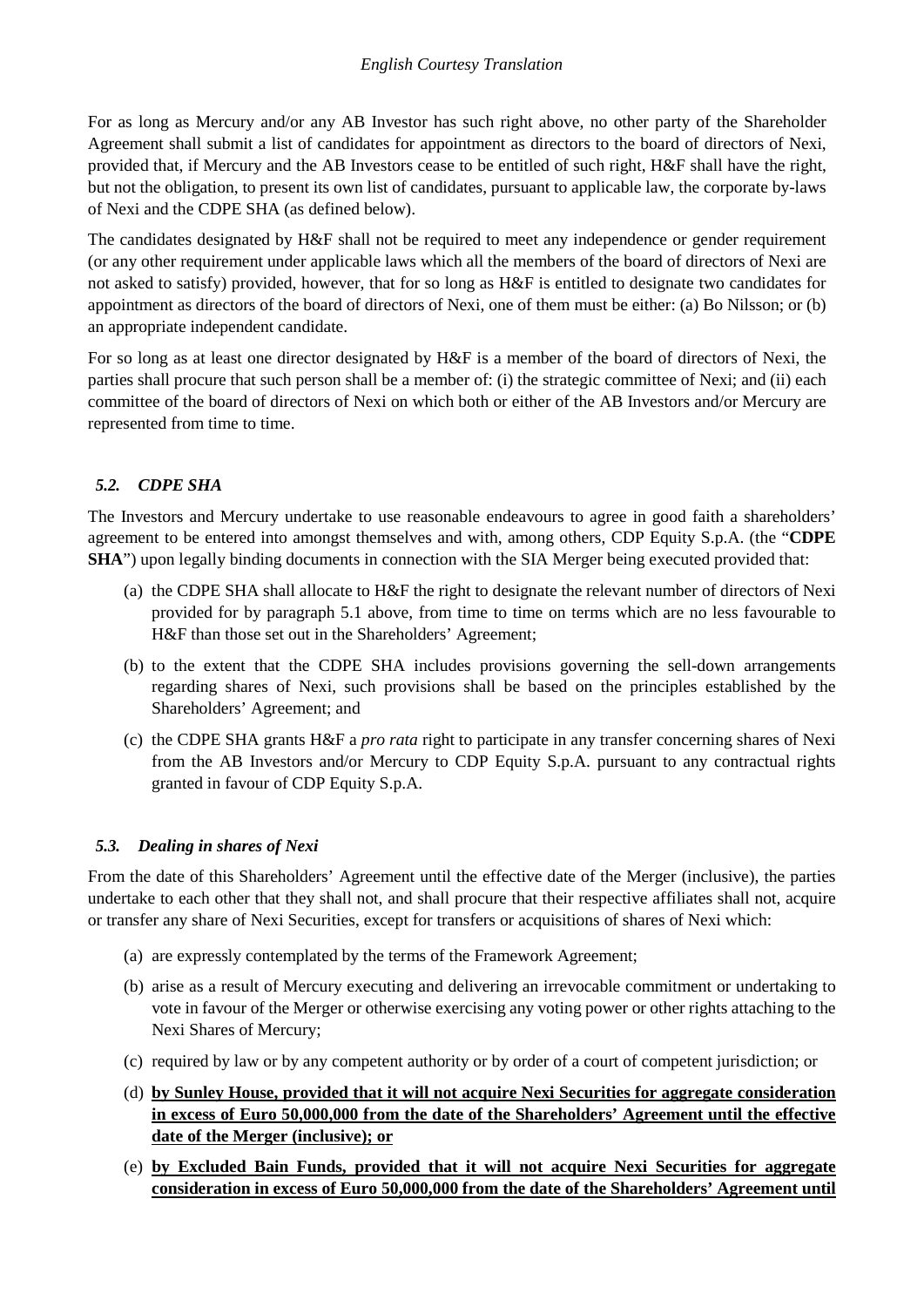For as long as Mercury and/or any AB Investor has such right above, no other party of the Shareholder Agreement shall submit a list of candidates for appointment as directors to the board of directors of Nexi, provided that, if Mercury and the AB Investors cease to be entitled of such right, H&F shall have the right, but not the obligation, to present its own list of candidates, pursuant to applicable law, the corporate by-laws of Nexi and the CDPE SHA (as defined below).

The candidates designated by H&F shall not be required to meet any independence or gender requirement (or any other requirement under applicable laws which all the members of the board of directors of Nexi are not asked to satisfy) provided, however, that for so long as H&F is entitled to designate two candidates for appointment as directors of the board of directors of Nexi, one of them must be either: (a) Bo Nilsson; or (b) an appropriate independent candidate.

For so long as at least one director designated by H&F is a member of the board of directors of Nexi, the parties shall procure that such person shall be a member of: (i) the strategic committee of Nexi; and (ii) each committee of the board of directors of Nexi on which both or either of the AB Investors and/or Mercury are represented from time to time.

### *5.2. CDPE SHA*

The Investors and Mercury undertake to use reasonable endeavours to agree in good faith a shareholders' agreement to be entered into amongst themselves and with, among others, CDP Equity S.p.A. (the "**CDPE SHA**") upon legally binding documents in connection with the SIA Merger being executed provided that:

(a) the CDPE SHA shall allocate to H&F the right to designate the relevant number of directors of Nexi provided for by paragraph 5.1 above, from time to time on terms which are no less favourable to H&F than those set out in the Shareholders' Agreement;

(b) to the extent that the CDPE SHA includes provisions governing the sell-down arrangements regarding shares of Nexi, such provisions shall be based on the principles established by the Shareholders' Agreement; and

(c) the CDPE SHA grants H&F a *pro rata* right to participate in any transfer concerning shares of Nexi from the AB Investors and/or Mercury to CDP Equity S.p.A. pursuant to any contractual rights granted in favour of CDP Equity S.p.A.

### *5.3. Dealing in shares of Nexi*

From the date of this Shareholders' Agreement until the effective date of the Merger (inclusive), the parties undertake to each other that they shall not, and shall procure that their respective affiliates shall not, acquire or transfer any share of Nexi Securities, except for transfers or acquisitions of shares of Nexi which:

(a) are expressly contemplated by the terms of the Framework Agreement;

(b) arise as a result of Mercury executing and delivering an irrevocable commitment or undertaking to vote in favour of the Merger or otherwise exercising any voting power or other rights attaching to the Nexi Shares of Mercury;

(c) required by law or by any competent authority or by order of a court of competent jurisdiction; or

(d) **<u>by Sunley House, provided that it will not acquire Nexi Securities for aggregate consideration in excess of Euro 50,000,000 from the date of the Shareholders' Agreement until the effective date of the Merger (inclusive); or</u>**

(e) **<u>by Excluded Bain Funds, provided that it will not acquire Nexi Securities for aggregate consideration in excess of Euro 50,000,000 from the date of the Shareholders' Agreement until</u>**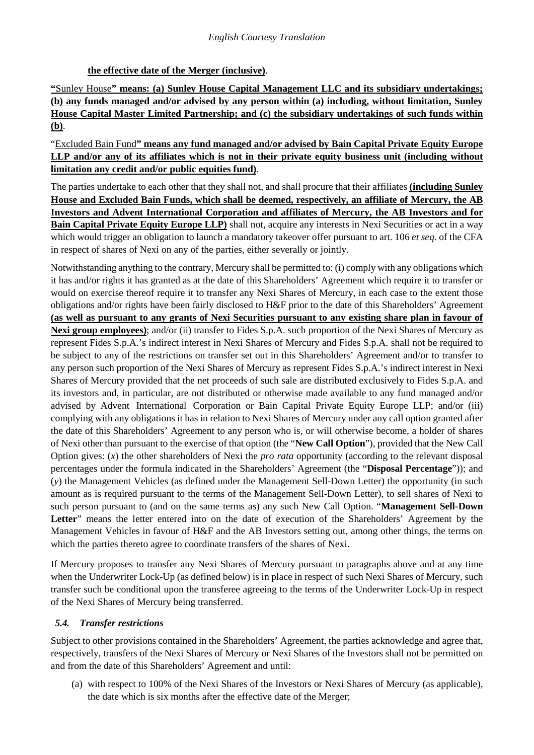**the effective date of the Merger (inclusive)**.

**"**Sunley House**" means: (a) Sunley House Capital Management LLC and its subsidiary undertakings; (b) any funds managed and/or advised by any person within (a) including, without limitation, Sunley House Capital Master Limited Partnership; and (c) the subsidiary undertakings of such funds within (b)**.

"Excluded Bain Fund**" means any fund managed and/or advised by Bain Capital Private Equity Europe LLP and/or any of its affiliates which is not in their private equity business unit (including without limitation any credit and/or public equities fund)**.

The parties undertake to each other that they shall not, and shall procure that their affiliates **(including Sunley House and Excluded Bain Funds, which shall be deemed, respectively, an affiliate of Mercury, the AB Investors and Advent International Corporation and affiliates of Mercury, the AB Investors and for Bain Capital Private Equity Europe LLP)** shall not, acquire any interests in Nexi Securities or act in a way which would trigger an obligation to launch a mandatory takeover offer pursuant to art. 106 *et seq*. of the CFA in respect of shares of Nexi on any of the parties, either severally or jointly.

Notwithstanding anything to the contrary, Mercury shall be permitted to: (i) comply with any obligations which it has and/or rights it has granted as at the date of this Shareholders' Agreement which require it to transfer or would on exercise thereof require it to transfer any Nexi Shares of Mercury, in each case to the extent those obligations and/or rights have been fairly disclosed to H&F prior to the date of this Shareholders' Agreement **(as well as pursuant to any grants of Nexi Securities pursuant to any existing share plan in favour of Nexi group employees)**; and/or (ii) transfer to Fides S.p.A. such proportion of the Nexi Shares of Mercury as represent Fides S.p.A.'s indirect interest in Nexi Shares of Mercury and Fides S.p.A. shall not be required to be subject to any of the restrictions on transfer set out in this Shareholders' Agreement and/or to transfer to any person such proportion of the Nexi Shares of Mercury as represent Fides S.p.A.'s indirect interest in Nexi Shares of Mercury provided that the net proceeds of such sale are distributed exclusively to Fides S.p.A. and its investors and, in particular, are not distributed or otherwise made available to any fund managed and/or advised by Advent International Corporation or Bain Capital Private Equity Europe LLP; and/or (iii) complying with any obligations it has in relation to Nexi Shares of Mercury under any call option granted after the date of this Shareholders' Agreement to any person who is, or will otherwise become, a holder of shares of Nexi other than pursuant to the exercise of that option (the "**New Call Option**"), provided that the New Call Option gives: (*x*) the other shareholders of Nexi the *pro rata* opportunity (according to the relevant disposal percentages under the formula indicated in the Shareholders' Agreement (the "**Disposal Percentage**")); and (*y*) the Management Vehicles (as defined under the Management Sell-Down Letter) the opportunity (in such amount as is required pursuant to the terms of the Management Sell-Down Letter), to sell shares of Nexi to such person pursuant to (and on the same terms as) any such New Call Option. "**Management Sell-Down Letter**" means the letter entered into on the date of execution of the Shareholders' Agreement by the Management Vehicles in favour of H&F and the AB Investors setting out, among other things, the terms on which the parties thereto agree to coordinate transfers of the shares of Nexi.

If Mercury proposes to transfer any Nexi Shares of Mercury pursuant to paragraphs above and at any time when the Underwriter Lock-Up (as defined below) is in place in respect of such Nexi Shares of Mercury, such transfer such be conditional upon the transferee agreeing to the terms of the Underwriter Lock-Up in respect of the Nexi Shares of Mercury being transferred.

### *5.4. Transfer restrictions*

Subject to other provisions contained in the Shareholders' Agreement, the parties acknowledge and agree that, respectively, transfers of the Nexi Shares of Mercury or Nexi Shares of the Investors shall not be permitted on and from the date of this Shareholders' Agreement and until:

(a) with respect to 100% of the Nexi Shares of the Investors or Nexi Shares of Mercury (as applicable), the date which is six months after the effective date of the Merger;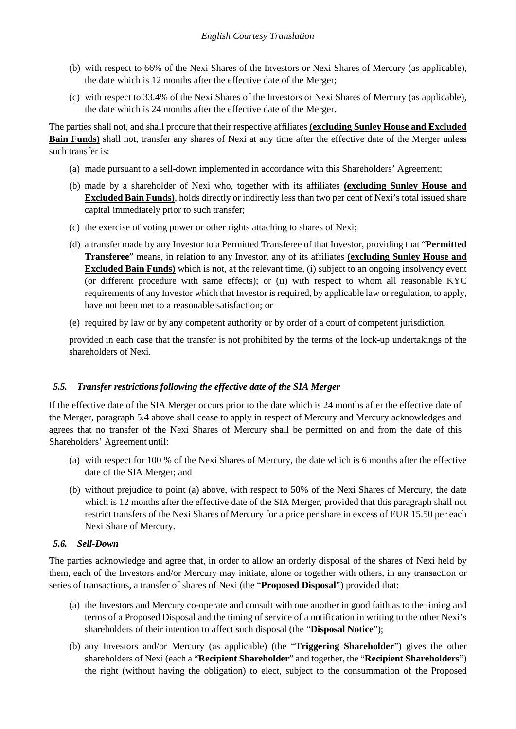(b) with respect to 66% of the Nexi Shares of the Investors or Nexi Shares of Mercury (as applicable), the date which is 12 months after the effective date of the Merger;

(c) with respect to 33.4% of the Nexi Shares of the Investors or Nexi Shares of Mercury (as applicable), the date which is 24 months after the effective date of the Merger.

The parties shall not, and shall procure that their respective affiliates **(excluding Sunley House and Excluded Bain Funds)** shall not, transfer any shares of Nexi at any time after the effective date of the Merger unless such transfer is:

(a) made pursuant to a sell-down implemented in accordance with this Shareholders' Agreement;

(b) made by a shareholder of Nexi who, together with its affiliates **(excluding Sunley House and Excluded Bain Funds)**, holds directly or indirectly less than two per cent of Nexi's total issued share capital immediately prior to such transfer;

(c) the exercise of voting power or other rights attaching to shares of Nexi;

(d) a transfer made by any Investor to a Permitted Transferee of that Investor, providing that "**Permitted Transferee**" means, in relation to any Investor, any of its affiliates **(excluding Sunley House and Excluded Bain Funds)** which is not, at the relevant time, (i) subject to an ongoing insolvency event (or different procedure with same effects); or (ii) with respect to whom all reasonable KYC requirements of any Investor which that Investor is required, by applicable law or regulation, to apply, have not been met to a reasonable satisfaction; or

(e) required by law or by any competent authority or by order of a court of competent jurisdiction,

provided in each case that the transfer is not prohibited by the terms of the lock-up undertakings of the shareholders of Nexi.

### *5.5. Transfer restrictions following the effective date of the SIA Merger*

If the effective date of the SIA Merger occurs prior to the date which is 24 months after the effective date of the Merger, paragraph 5.4 above shall cease to apply in respect of Mercury and Mercury acknowledges and agrees that no transfer of the Nexi Shares of Mercury shall be permitted on and from the date of this Shareholders' Agreement until:

(a) with respect for 100 % of the Nexi Shares of Mercury, the date which is 6 months after the effective date of the SIA Merger; and

(b) without prejudice to point (a) above, with respect to 50% of the Nexi Shares of Mercury, the date which is 12 months after the effective date of the SIA Merger, provided that this paragraph shall not restrict transfers of the Nexi Shares of Mercury for a price per share in excess of EUR 15.50 per each Nexi Share of Mercury.

### *5.6. Sell-Down*

The parties acknowledge and agree that, in order to allow an orderly disposal of the shares of Nexi held by them, each of the Investors and/or Mercury may initiate, alone or together with others, in any transaction or series of transactions, a transfer of shares of Nexi (the "**Proposed Disposal**") provided that:

(a) the Investors and Mercury co-operate and consult with one another in good faith as to the timing and terms of a Proposed Disposal and the timing of service of a notification in writing to the other Nexi's shareholders of their intention to affect such disposal (the "**Disposal Notice**");

(b) any Investors and/or Mercury (as applicable) (the "**Triggering Shareholder**") gives the other shareholders of Nexi (each a "**Recipient Shareholder**" and together, the "**Recipient Shareholders**") the right (without having the obligation) to elect, subject to the consummation of the Proposed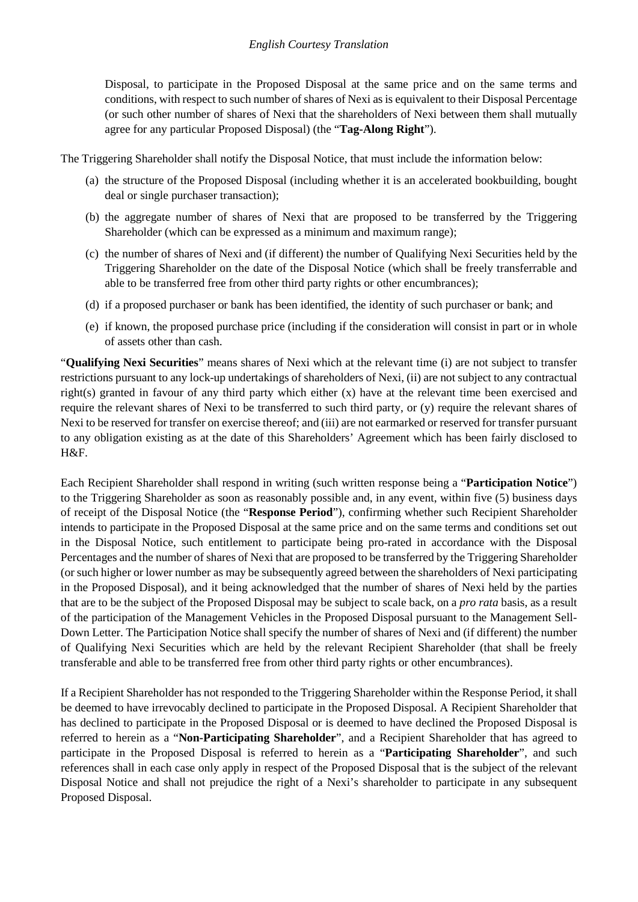Disposal, to participate in the Proposed Disposal at the same price and on the same terms and conditions, with respect to such number of shares of Nexi as is equivalent to their Disposal Percentage (or such other number of shares of Nexi that the shareholders of Nexi between them shall mutually agree for any particular Proposed Disposal) (the "**Tag-Along Right**").

The Triggering Shareholder shall notify the Disposal Notice, that must include the information below:

(a) the structure of the Proposed Disposal (including whether it is an accelerated bookbuilding, bought deal or single purchaser transaction);

(b) the aggregate number of shares of Nexi that are proposed to be transferred by the Triggering Shareholder (which can be expressed as a minimum and maximum range);

(c) the number of shares of Nexi and (if different) the number of Qualifying Nexi Securities held by the Triggering Shareholder on the date of the Disposal Notice (which shall be freely transferrable and able to be transferred free from other third party rights or other encumbrances);

(d) if a proposed purchaser or bank has been identified, the identity of such purchaser or bank; and

(e) if known, the proposed purchase price (including if the consideration will consist in part or in whole of assets other than cash.

"**Qualifying Nexi Securities**" means shares of Nexi which at the relevant time (i) are not subject to transfer restrictions pursuant to any lock-up undertakings of shareholders of Nexi, (ii) are not subject to any contractual right(s) granted in favour of any third party which either (x) have at the relevant time been exercised and require the relevant shares of Nexi to be transferred to such third party, or (y) require the relevant shares of Nexi to be reserved for transfer on exercise thereof; and (iii) are not earmarked or reserved for transfer pursuant to any obligation existing as at the date of this Shareholders' Agreement which has been fairly disclosed to H&F.

Each Recipient Shareholder shall respond in writing (such written response being a "**Participation Notice**") to the Triggering Shareholder as soon as reasonably possible and, in any event, within five (5) business days of receipt of the Disposal Notice (the "**Response Period**"), confirming whether such Recipient Shareholder intends to participate in the Proposed Disposal at the same price and on the same terms and conditions set out in the Disposal Notice, such entitlement to participate being pro-rated in accordance with the Disposal Percentages and the number of shares of Nexi that are proposed to be transferred by the Triggering Shareholder (or such higher or lower number as may be subsequently agreed between the shareholders of Nexi participating in the Proposed Disposal), and it being acknowledged that the number of shares of Nexi held by the parties that are to be the subject of the Proposed Disposal may be subject to scale back, on a *pro rata* basis, as a result of the participation of the Management Vehicles in the Proposed Disposal pursuant to the Management Sell-Down Letter. The Participation Notice shall specify the number of shares of Nexi and (if different) the number of Qualifying Nexi Securities which are held by the relevant Recipient Shareholder (that shall be freely transferable and able to be transferred free from other third party rights or other encumbrances).

If a Recipient Shareholder has not responded to the Triggering Shareholder within the Response Period, it shall be deemed to have irrevocably declined to participate in the Proposed Disposal. A Recipient Shareholder that has declined to participate in the Proposed Disposal or is deemed to have declined the Proposed Disposal is referred to herein as a "**Non-Participating Shareholder**", and a Recipient Shareholder that has agreed to participate in the Proposed Disposal is referred to herein as a "**Participating Shareholder**", and such references shall in each case only apply in respect of the Proposed Disposal that is the subject of the relevant Disposal Notice and shall not prejudice the right of a Nexi's shareholder to participate in any subsequent Proposed Disposal.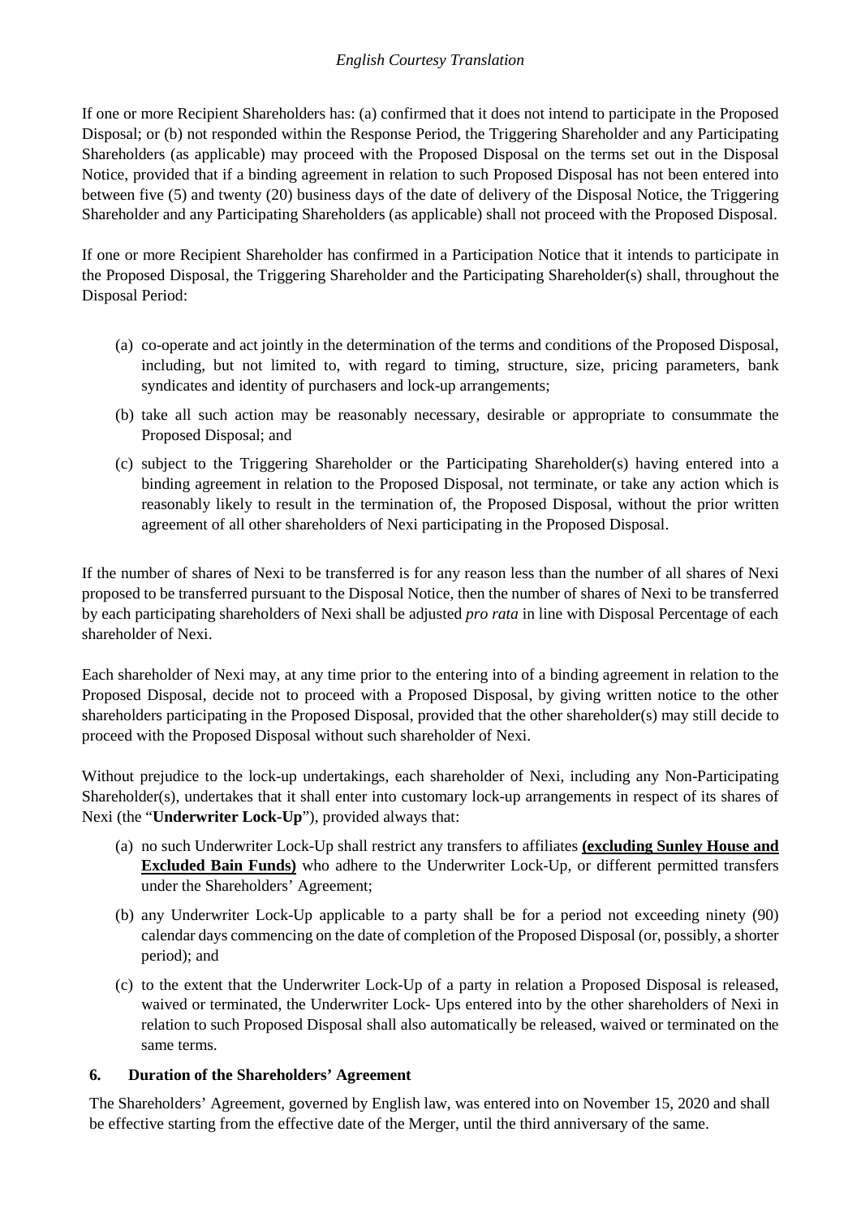If one or more Recipient Shareholders has: (a) confirmed that it does not intend to participate in the Proposed Disposal; or (b) not responded within the Response Period, the Triggering Shareholder and any Participating Shareholders (as applicable) may proceed with the Proposed Disposal on the terms set out in the Disposal Notice, provided that if a binding agreement in relation to such Proposed Disposal has not been entered into between five (5) and twenty (20) business days of the date of delivery of the Disposal Notice, the Triggering Shareholder and any Participating Shareholders (as applicable) shall not proceed with the Proposed Disposal.

If one or more Recipient Shareholder has confirmed in a Participation Notice that it intends to participate in the Proposed Disposal, the Triggering Shareholder and the Participating Shareholder(s) shall, throughout the Disposal Period:

(a) co-operate and act jointly in the determination of the terms and conditions of the Proposed Disposal, including, but not limited to, with regard to timing, structure, size, pricing parameters, bank syndicates and identity of purchasers and lock-up arrangements;

(b) take all such action may be reasonably necessary, desirable or appropriate to consummate the Proposed Disposal; and

(c) subject to the Triggering Shareholder or the Participating Shareholder(s) having entered into a binding agreement in relation to the Proposed Disposal, not terminate, or take any action which is reasonably likely to result in the termination of, the Proposed Disposal, without the prior written agreement of all other shareholders of Nexi participating in the Proposed Disposal.

If the number of shares of Nexi to be transferred is for any reason less than the number of all shares of Nexi proposed to be transferred pursuant to the Disposal Notice, then the number of shares of Nexi to be transferred by each participating shareholders of Nexi shall be adjusted *pro rata* in line with Disposal Percentage of each shareholder of Nexi.

Each shareholder of Nexi may, at any time prior to the entering into of a binding agreement in relation to the Proposed Disposal, decide not to proceed with a Proposed Disposal, by giving written notice to the other shareholders participating in the Proposed Disposal, provided that the other shareholder(s) may still decide to proceed with the Proposed Disposal without such shareholder of Nexi.

Without prejudice to the lock-up undertakings, each shareholder of Nexi, including any Non-Participating Shareholder(s), undertakes that it shall enter into customary lock-up arrangements in respect of its shares of Nexi (the "**Underwriter Lock-Up**"), provided always that:

(a) no such Underwriter Lock-Up shall restrict any transfers to affiliates **(excluding Sunley House and Excluded Bain Funds)** who adhere to the Underwriter Lock-Up, or different permitted transfers under the Shareholders' Agreement;

(b) any Underwriter Lock-Up applicable to a party shall be for a period not exceeding ninety (90) calendar days commencing on the date of completion of the Proposed Disposal (or, possibly, a shorter period); and

(c) to the extent that the Underwriter Lock-Up of a party in relation a Proposed Disposal is released, waived or terminated, the Underwriter Lock- Ups entered into by the other shareholders of Nexi in relation to such Proposed Disposal shall also automatically be released, waived or terminated on the same terms.

## 6. Duration of the Shareholders' Agreement

The Shareholders' Agreement, governed by English law, was entered into on November 15, 2020 and shall be effective starting from the effective date of the Merger, until the third anniversary of the same.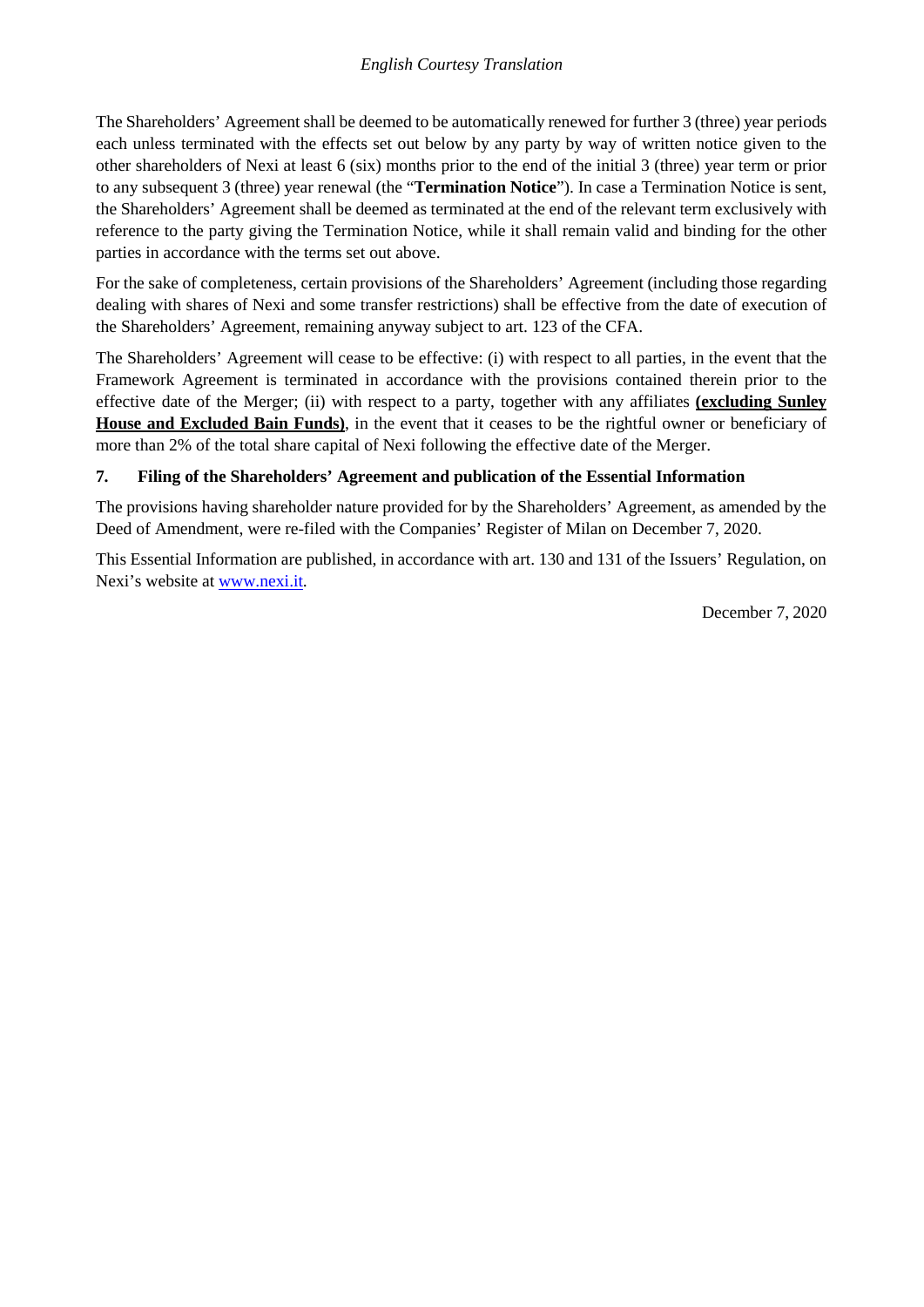The Shareholders' Agreement shall be deemed to be automatically renewed for further 3 (three) year periods each unless terminated with the effects set out below by any party by way of written notice given to the other shareholders of Nexi at least 6 (six) months prior to the end of the initial 3 (three) year term or prior to any subsequent 3 (three) year renewal (the "**Termination Notice**"). In case a Termination Notice is sent, the Shareholders' Agreement shall be deemed as terminated at the end of the relevant term exclusively with reference to the party giving the Termination Notice, while it shall remain valid and binding for the other parties in accordance with the terms set out above.

For the sake of completeness, certain provisions of the Shareholders' Agreement (including those regarding dealing with shares of Nexi and some transfer restrictions) shall be effective from the date of execution of the Shareholders' Agreement, remaining anyway subject to art. 123 of the CFA.

The Shareholders' Agreement will cease to be effective: (i) with respect to all parties, in the event that the Framework Agreement is terminated in accordance with the provisions contained therein prior to the effective date of the Merger; (ii) with respect to a party, together with any affiliates **(excluding Sunley House and Excluded Bain Funds)**, in the event that it ceases to be the rightful owner or beneficiary of more than 2% of the total share capital of Nexi following the effective date of the Merger.

## 7. Filing of the Shareholders' Agreement and publication of the Essential Information

The provisions having shareholder nature provided for by the Shareholders' Agreement, as amended by the Deed of Amendment, were re-filed with the Companies' Register of Milan on December 7, 2020.

This Essential Information are published, in accordance with art. 130 and 131 of the Issuers' Regulation, on Nexi's website at www.nexi.it.

December 7, 2020